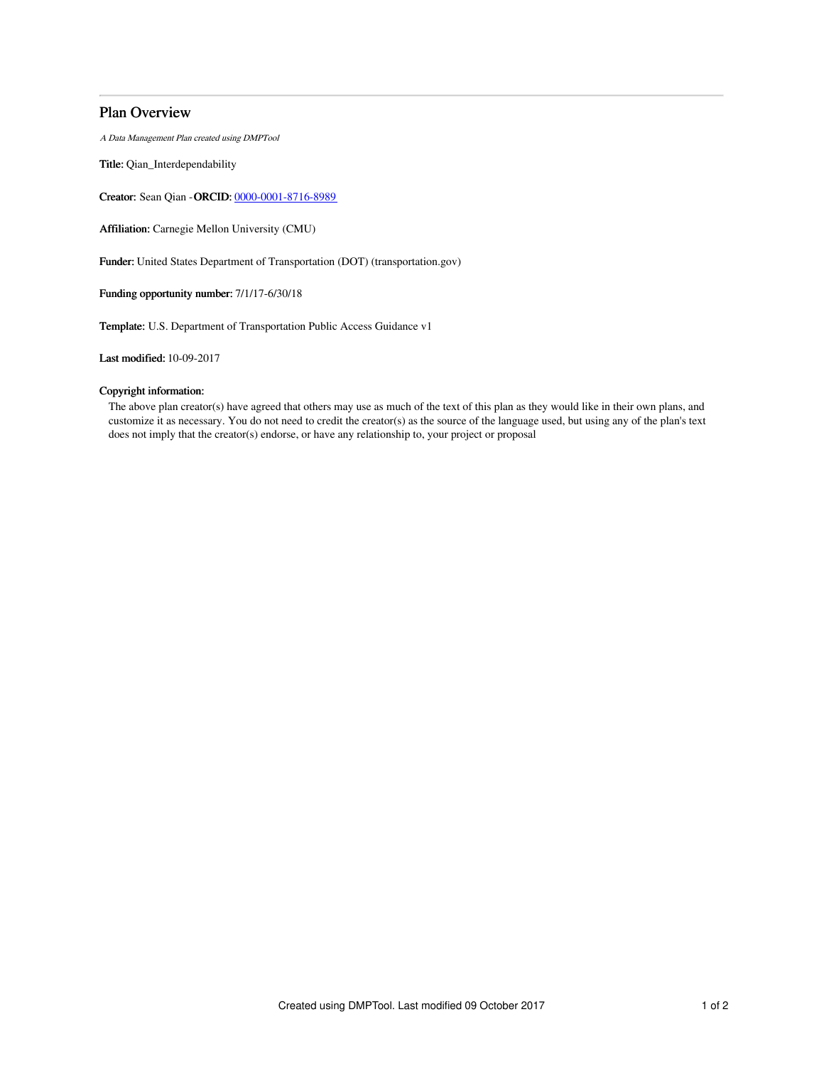## Plan Overview

*A Data Management Plan created using DMPTool*

**Title:** Qian_Interdependability

**Creator:** Sean Qian -**ORCID:** [0000-0001-8716-8989](https://orcid.org/0000-0001-8716-8989)

**Affiliation:** Carnegie Mellon University (CMU)

**Funder:** United States Department of Transportation (DOT) (transportation.gov)

**Funding opportunity number:** 7/1/17-6/30/18

**Template:** U.S. Department of Transportation Public Access Guidance v1

**Last modified:** 10-09-2017

**Copyright information:**

The above plan creator(s) have agreed that others may use as much of the text of this plan as they would like in their own plans, and customize it as necessary. You do not need to credit the creator(s) as the source of the language used, but using any of the plan's text does not imply that the creator(s) endorse, or have any relationship to, your project or proposal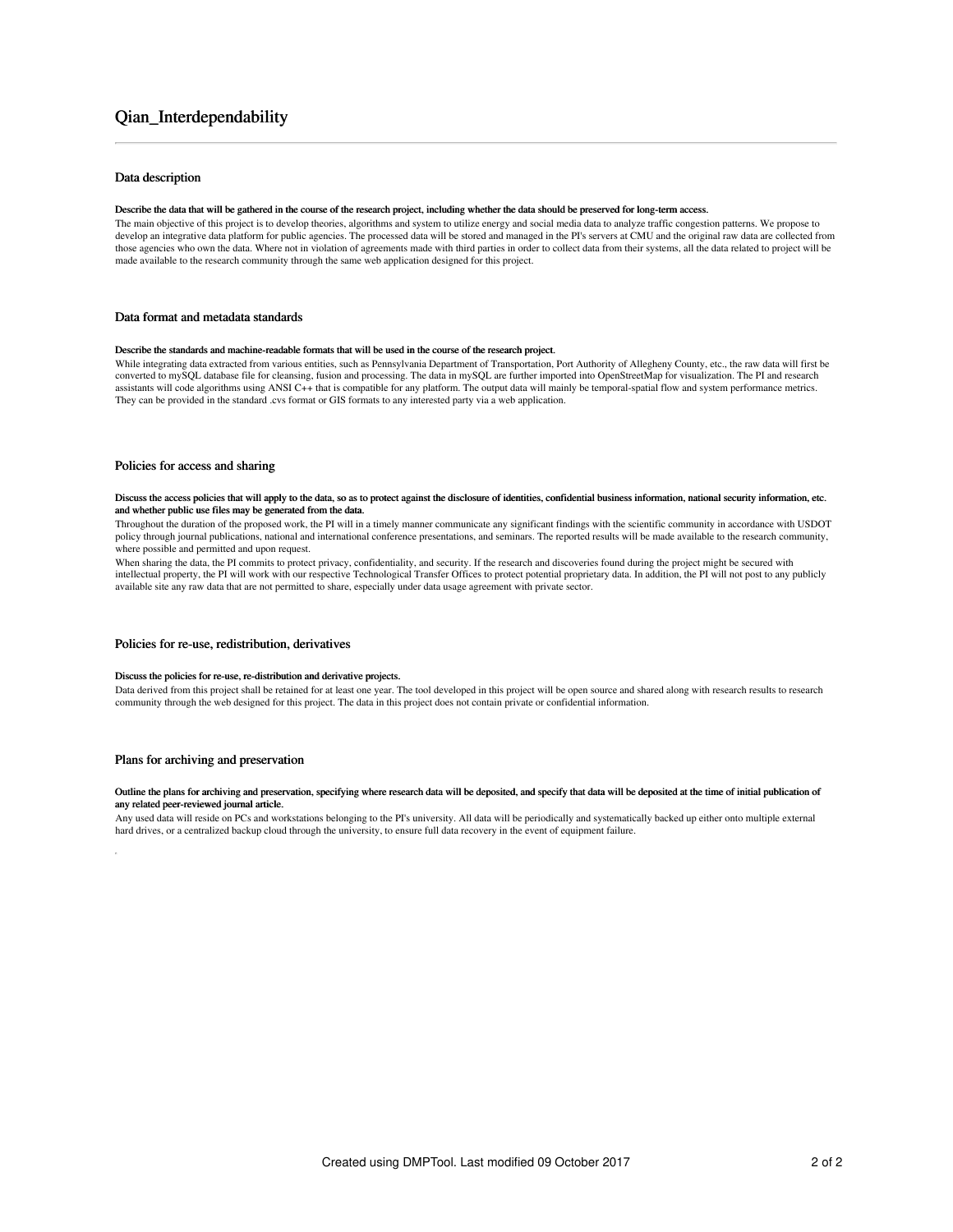# Qian_Interdependability

## Data description

**Describe the data that will be gathered in the course of the research project, including whether the data should be preserved for long-term access.**

The main objective of this project is to develop theories, algorithms and system to utilize energy and social media data to analyze traffic congestion patterns. We propose to develop an integrative data platform for public agencies. The processed data will be stored and managed in the PI's servers at CMU and the original raw data are collected from those agencies who own the data. Where not in violation of agreements made with third parties in order to collect data from their systems, all the data related to project will be made available to the research community through the same web application designed for this project.

## Data format and metadata standards

**Describe the standards and machine-readable formats that will be used in the course of the research project.**

While integrating data extracted from various entities, such as Pennsylvania Department of Transportation, Port Authority of Allegheny County, etc., the raw data will first be converted to mySQL database file for cleansing, fusion and processing. The data in mySQL are further imported into OpenStreetMap for visualization. The PI and research assistants will code algorithms using ANSI C++ that is compatible for any platform. The output data will mainly be temporal-spatial flow and system performance metrics. They can be provided in the standard .cvs format or GIS formats to any interested party via a web application.

## Policies for access and sharing

**Discuss the access policies that will apply to the data, so as to protect against the disclosure of identities, confidential business information, national security information, etc. and whether public use files may be generated from the data.**

Throughout the duration of the proposed work, the PI will in a timely manner communicate any significant findings with the scientific community in accordance with USDOT policy through journal publications, national and international conference presentations, and seminars. The reported results will be made available to the research community, where possible and permitted and upon request.

When sharing the data, the PI commits to protect privacy, confidentiality, and security. If the research and discoveries found during the project might be secured with intellectual property, the PI will work with our respective Technological Transfer Offices to protect potential proprietary data. In addition, the PI will not post to any publicly available site any raw data that are not permitted to share, especially under data usage agreement with private sector.

## Policies for re-use, redistribution, derivatives

**Discuss the policies for re-use, re-distribution and derivative projects.**

Data derived from this project shall be retained for at least one year. The tool developed in this project will be open source and shared along with research results to research community through the web designed for this project. The data in this project does not contain private or confidential information.

## Plans for archiving and preservation

**Outline the plans for archiving and preservation, specifying where research data will be deposited, and specify that data will be deposited at the time of initial publication of any related peer-reviewed journal article.**

Any used data will reside on PCs and workstations belonging to the PI's university. All data will be periodically and systematically backed up either onto multiple external hard drives, or a centralized backup cloud through the university, to ensure full data recovery in the event of equipment failure.